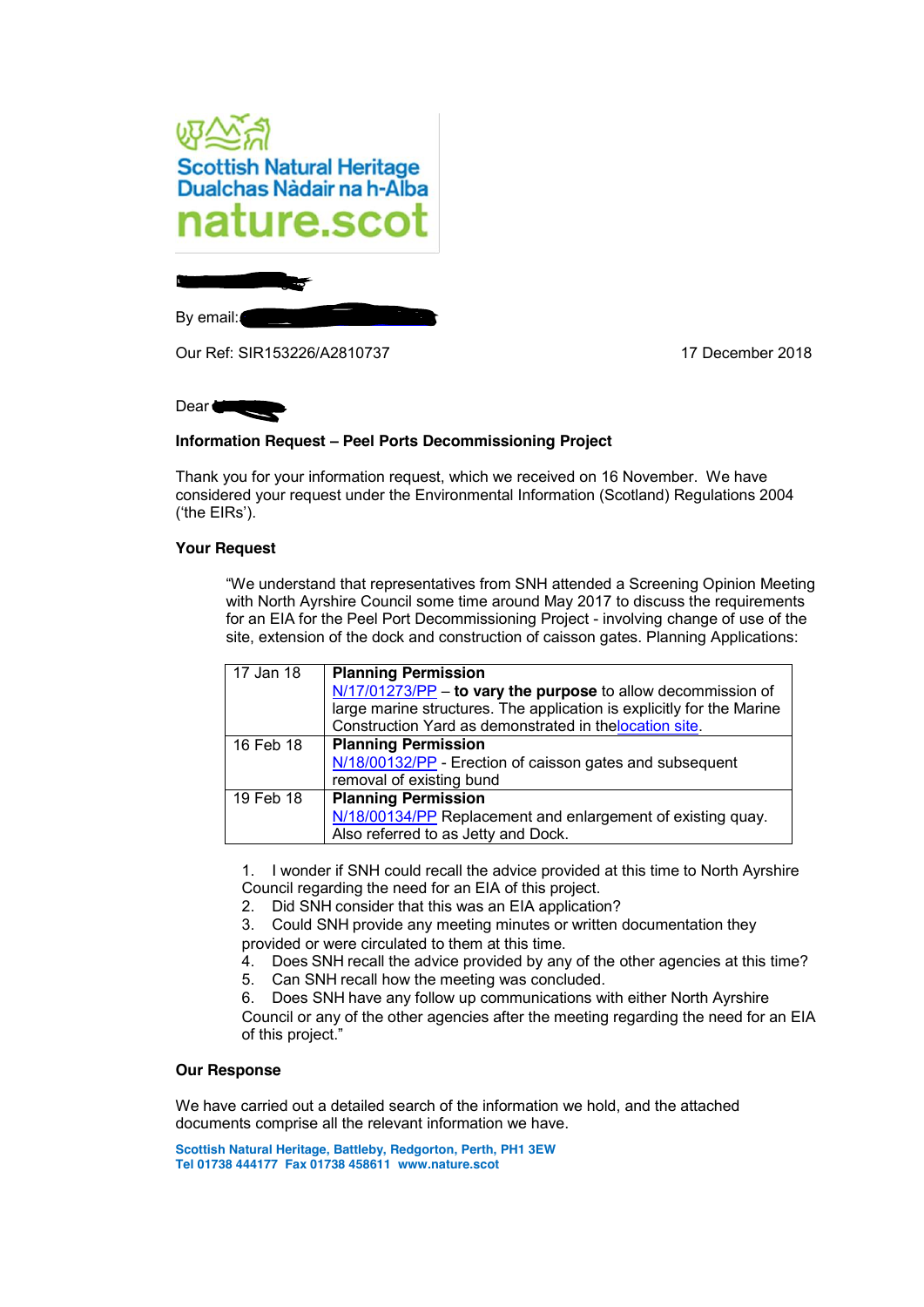Scottish Natural Heritage
Dualchas Nàdair na h-Alba
nature.scot

By email:

Our Ref: SIR153226/A2810737

17 December 2018

Dear

**Information Request – Peel Ports Decommissioning Project**

Thank you for your information request, which we received on 16 November. We have considered your request under the Environmental Information (Scotland) Regulations 2004 ('the EIRs').

**Your Request**

> "We understand that representatives from SNH attended a Screening Opinion Meeting with North Ayrshire Council some time around May 2017 to discuss the requirements for an EIA for the Peel Port Decommissioning Project - involving change of use of the site, extension of the dock and construction of caisson gates. Planning Applications:
>
> | Date | Application |
> | --- | --- |
> | 17 Jan 18 | **Planning Permission** N/17/01273/PP – **to vary the purpose** to allow decommission of large marine structures. The application is explicitly for the Marine Construction Yard as demonstrated in thelocation site. |
> | 16 Feb 18 | **Planning Permission** N/18/00132/PP - Erection of caisson gates and subsequent removal of existing bund |
> | 19 Feb 18 | **Planning Permission** N/18/00134/PP Replacement and enlargement of existing quay. Also referred to as Jetty and Dock. |
>
> 1. I wonder if SNH could recall the advice provided at this time to North Ayrshire Council regarding the need for an EIA of this project.
> 2. Did SNH consider that this was an EIA application?
> 3. Could SNH provide any meeting minutes or written documentation they provided or were circulated to them at this time.
> 4. Does SNH recall the advice provided by any of the other agencies at this time?
> 5. Can SNH recall how the meeting was concluded.
> 6. Does SNH have any follow up communications with either North Ayrshire Council or any of the other agencies after the meeting regarding the need for an EIA of this project."

**Our Response**

We have carried out a detailed search of the information we hold, and the attached documents comprise all the relevant information we have.

Scottish Natural Heritage, Battleby, Redgorton, Perth, PH1 3EW
Tel 01738 444177 Fax 01738 458611 www.nature.scot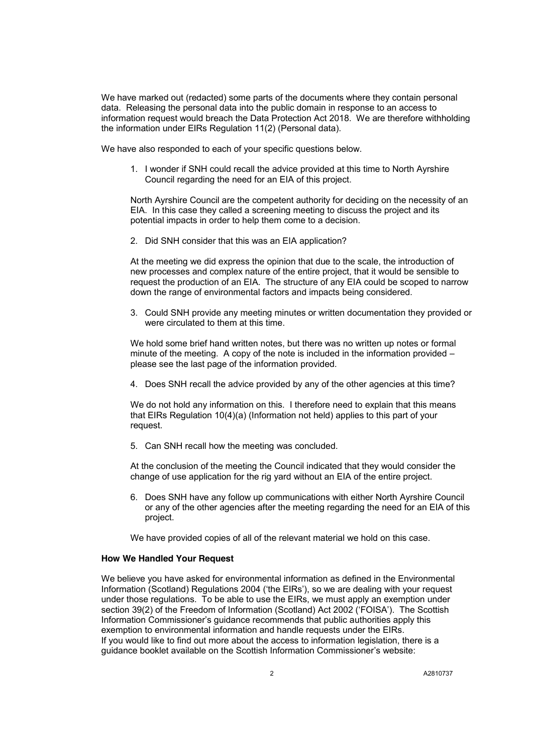We have marked out (redacted) some parts of the documents where they contain personal data. Releasing the personal data into the public domain in response to an access to information request would breach the Data Protection Act 2018. We are therefore withholding the information under EIRs Regulation 11(2) (Personal data).

We have also responded to each of your specific questions below.

1. I wonder if SNH could recall the advice provided at this time to North Ayrshire Council regarding the need for an EIA of this project.

   North Ayrshire Council are the competent authority for deciding on the necessity of an EIA. In this case they called a screening meeting to discuss the project and its potential impacts in order to help them come to a decision.

2. Did SNH consider that this was an EIA application?

   At the meeting we did express the opinion that due to the scale, the introduction of new processes and complex nature of the entire project, that it would be sensible to request the production of an EIA. The structure of any EIA could be scoped to narrow down the range of environmental factors and impacts being considered.

3. Could SNH provide any meeting minutes or written documentation they provided or were circulated to them at this time.

   We hold some brief hand written notes, but there was no written up notes or formal minute of the meeting. A copy of the note is included in the information provided – please see the last page of the information provided.

4. Does SNH recall the advice provided by any of the other agencies at this time?

   We do not hold any information on this. I therefore need to explain that this means that EIRs Regulation 10(4)(a) (Information not held) applies to this part of your request.

5. Can SNH recall how the meeting was concluded.

   At the conclusion of the meeting the Council indicated that they would consider the change of use application for the rig yard without an EIA of the entire project.

6. Does SNH have any follow up communications with either North Ayrshire Council or any of the other agencies after the meeting regarding the need for an EIA of this project.

   We have provided copies of all of the relevant material we hold on this case.

**How We Handled Your Request**

We believe you have asked for environmental information as defined in the Environmental Information (Scotland) Regulations 2004 ('the EIRs'), so we are dealing with your request under those regulations. To be able to use the EIRs, we must apply an exemption under section 39(2) of the Freedom of Information (Scotland) Act 2002 ('FOISA'). The Scottish Information Commissioner's guidance recommends that public authorities apply this exemption to environmental information and handle requests under the EIRs.
If you would like to find out more about the access to information legislation, there is a guidance booklet available on the Scottish Information Commissioner's website: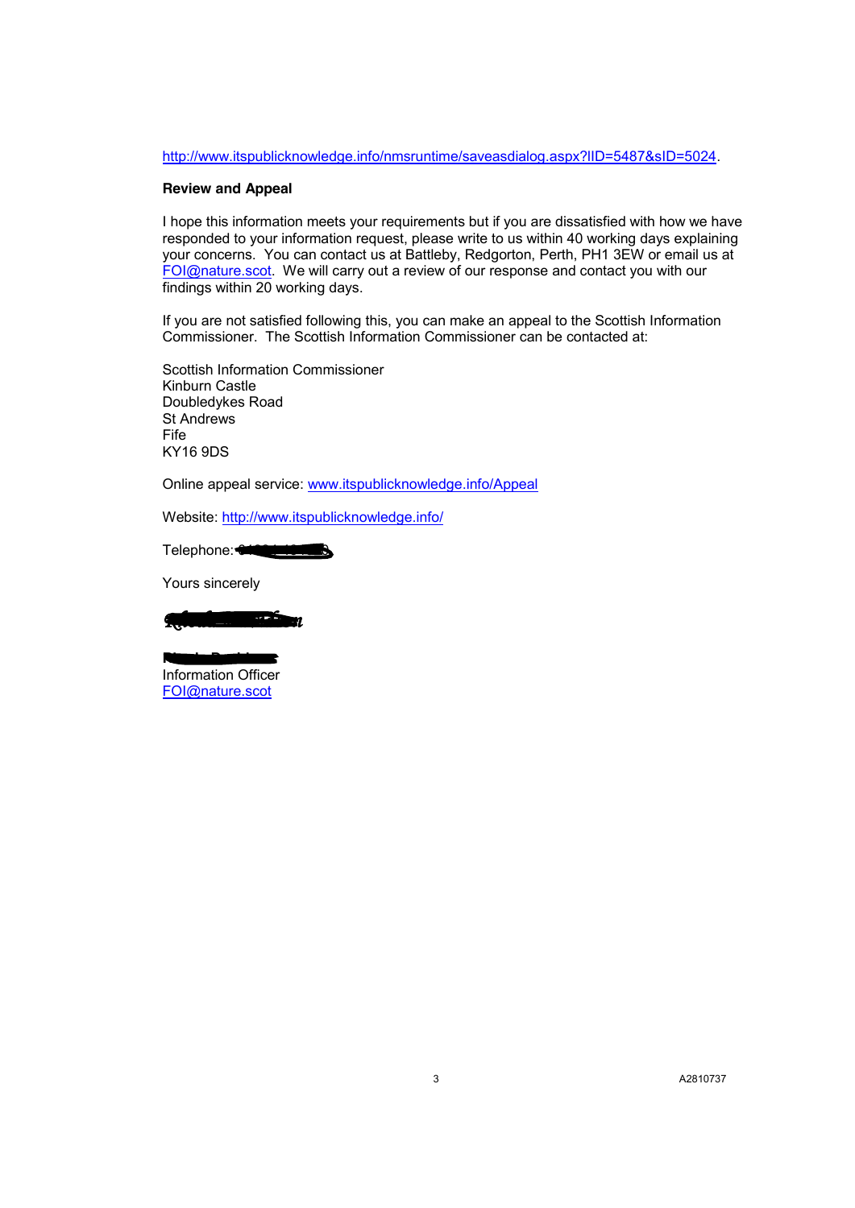http://www.itspublicknowledge.info/nmsruntime/saveasdialog.aspx?lID=5487&sID=5024.

**Review and Appeal**

I hope this information meets your requirements but if you are dissatisfied with how we have responded to your information request, please write to us within 40 working days explaining your concerns. You can contact us at Battleby, Redgorton, Perth, PH1 3EW or email us at FOI@nature.scot. We will carry out a review of our response and contact you with our findings within 20 working days.

If you are not satisfied following this, you can make an appeal to the Scottish Information Commissioner. The Scottish Information Commissioner can be contacted at:

Scottish Information Commissioner
Kinburn Castle
Doubledykes Road
St Andrews
Fife
KY16 9DS

Online appeal service: www.itspublicknowledge.info/Appeal

Website: http://www.itspublicknowledge.info/

Telephone:

Yours sincerely

Information Officer
FOI@nature.scot

A2810737